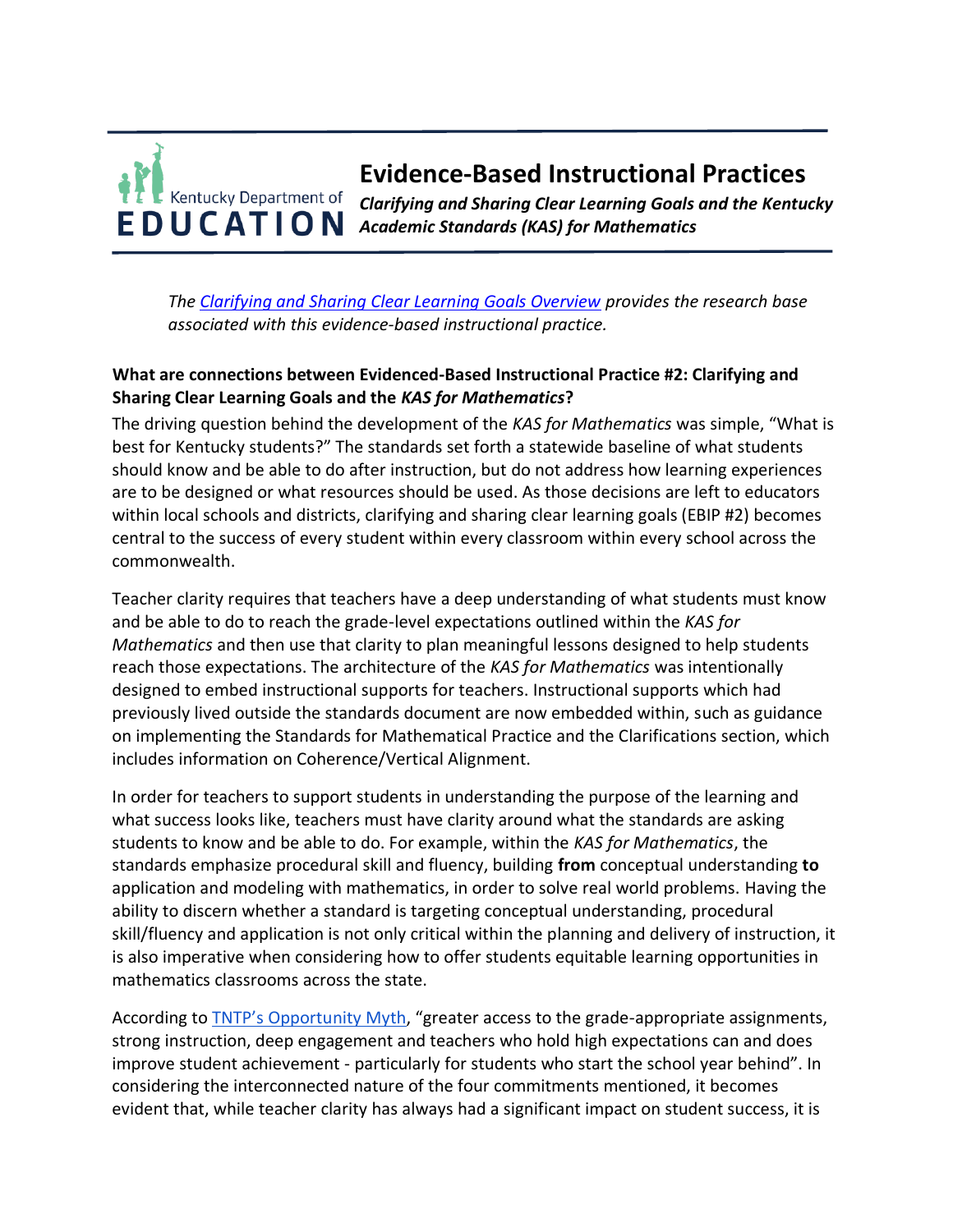# Evidence-Based Instructional Practices

***Clarifying and Sharing Clear Learning Goals and the Kentucky Academic Standards (KAS) for Mathematics***

*The [Clarifying and Sharing Clear Learning Goals Overview] provides the research base associated with this evidence-based instructional practice.*

**What are connections between Evidenced-Based Instructional Practice #2: Clarifying and Sharing Clear Learning Goals and the *KAS for Mathematics*?**

The driving question behind the development of the *KAS for Mathematics* was simple, "What is best for Kentucky students?" The standards set forth a statewide baseline of what students should know and be able to do after instruction, but do not address how learning experiences are to be designed or what resources should be used. As those decisions are left to educators within local schools and districts, clarifying and sharing clear learning goals (EBIP #2) becomes central to the success of every student within every classroom within every school across the commonwealth.

Teacher clarity requires that teachers have a deep understanding of what students must know and be able to do to reach the grade-level expectations outlined within the *KAS for Mathematics* and then use that clarity to plan meaningful lessons designed to help students reach those expectations. The architecture of the *KAS for Mathematics* was intentionally designed to embed instructional supports for teachers. Instructional supports which had previously lived outside the standards document are now embedded within, such as guidance on implementing the Standards for Mathematical Practice and the Clarifications section, which includes information on Coherence/Vertical Alignment.

In order for teachers to support students in understanding the purpose of the learning and what success looks like, teachers must have clarity around what the standards are asking students to know and be able to do. For example, within the *KAS for Mathematics*, the standards emphasize procedural skill and fluency, building **from** conceptual understanding **to** application and modeling with mathematics, in order to solve real world problems. Having the ability to discern whether a standard is targeting conceptual understanding, procedural skill/fluency and application is not only critical within the planning and delivery of instruction, it is also imperative when considering how to offer students equitable learning opportunities in mathematics classrooms across the state.

According to [TNTP's Opportunity Myth], "greater access to the grade-appropriate assignments, strong instruction, deep engagement and teachers who hold high expectations can and does improve student achievement - particularly for students who start the school year behind". In considering the interconnected nature of the four commitments mentioned, it becomes evident that, while teacher clarity has always had a significant impact on student success, it is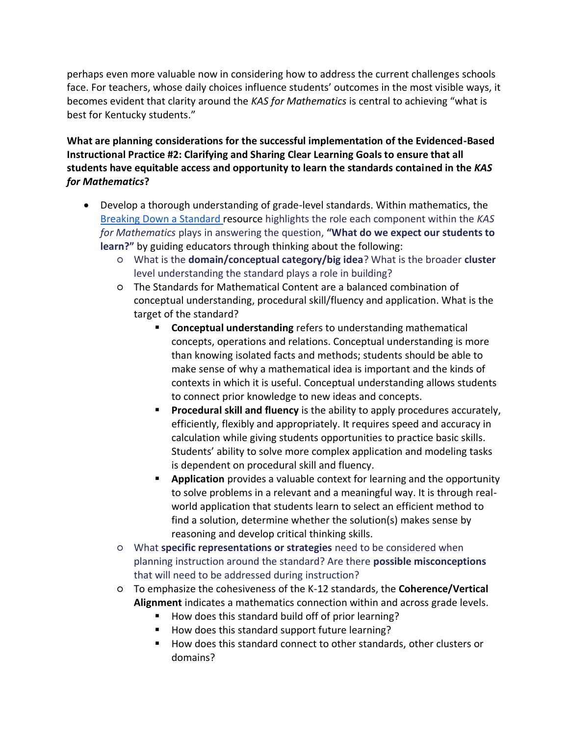perhaps even more valuable now in considering how to address the current challenges schools face. For teachers, whose daily choices influence students' outcomes in the most visible ways, it becomes evident that clarity around the *KAS for Mathematics* is central to achieving "what is best for Kentucky students."

**What are planning considerations for the successful implementation of the Evidenced-Based Instructional Practice #2: Clarifying and Sharing Clear Learning Goals to ensure that all students have equitable access and opportunity to learn the standards contained in the *KAS for Mathematics*?**

- Develop a thorough understanding of grade-level standards. Within mathematics, the Breaking Down a Standard resource highlights the role each component within the *KAS for Mathematics* plays in answering the question, **"What do we expect our students to learn?"** by guiding educators through thinking about the following:
    - What is the **domain/conceptual category/big idea**? What is the broader **cluster** level understanding the standard plays a role in building?
    - The Standards for Mathematical Content are a balanced combination of conceptual understanding, procedural skill/fluency and application. What is the target of the standard?
        - **Conceptual understanding** refers to understanding mathematical concepts, operations and relations. Conceptual understanding is more than knowing isolated facts and methods; students should be able to make sense of why a mathematical idea is important and the kinds of contexts in which it is useful. Conceptual understanding allows students to connect prior knowledge to new ideas and concepts.
        - **Procedural skill and fluency** is the ability to apply procedures accurately, efficiently, flexibly and appropriately. It requires speed and accuracy in calculation while giving students opportunities to practice basic skills. Students' ability to solve more complex application and modeling tasks is dependent on procedural skill and fluency.
        - **Application** provides a valuable context for learning and the opportunity to solve problems in a relevant and a meaningful way. It is through real-world application that students learn to select an efficient method to find a solution, determine whether the solution(s) makes sense by reasoning and develop critical thinking skills.
    - What **specific representations or strategies** need to be considered when planning instruction around the standard? Are there **possible misconceptions** that will need to be addressed during instruction?
    - To emphasize the cohesiveness of the K-12 standards, the **Coherence/Vertical Alignment** indicates a mathematics connection within and across grade levels.
        - How does this standard build off of prior learning?
        - How does this standard support future learning?
        - How does this standard connect to other standards, other clusters or domains?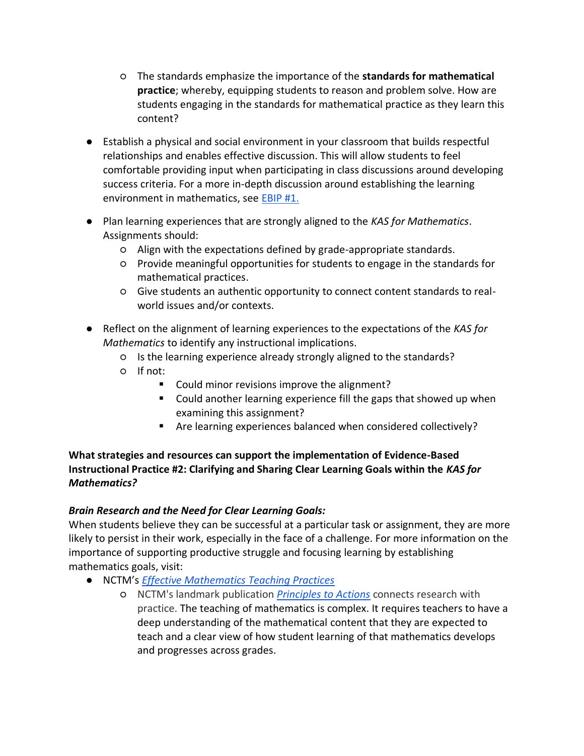- The standards emphasize the importance of the **standards for mathematical practice**; whereby, equipping students to reason and problem solve. How are students engaging in the standards for mathematical practice as they learn this content?

- Establish a physical and social environment in your classroom that builds respectful relationships and enables effective discussion. This will allow students to feel comfortable providing input when participating in class discussions around developing success criteria. For a more in-depth discussion around establishing the learning environment in mathematics, see [EBIP #1.]()

- Plan learning experiences that are strongly aligned to the *KAS for Mathematics*. Assignments should:
  - Align with the expectations defined by grade-appropriate standards.
  - Provide meaningful opportunities for students to engage in the standards for mathematical practices.
  - Give students an authentic opportunity to connect content standards to real-world issues and/or contexts.

- Reflect on the alignment of learning experiences to the expectations of the *KAS for Mathematics* to identify any instructional implications.
  - Is the learning experience already strongly aligned to the standards?
  - If not:
    - Could minor revisions improve the alignment?
    - Could another learning experience fill the gaps that showed up when examining this assignment?
    - Are learning experiences balanced when considered collectively?

**What strategies and resources can support the implementation of Evidence-Based Instructional Practice #2: Clarifying and Sharing Clear Learning Goals within the *KAS for Mathematics?***

***Brain Research and the Need for Clear Learning Goals:***

When students believe they can be successful at a particular task or assignment, they are more likely to persist in their work, especially in the face of a challenge. For more information on the importance of supporting productive struggle and focusing learning by establishing mathematics goals, visit:

- NCTM's [*Effective Mathematics Teaching Practices*]()
  - NCTM's landmark publication [*Principles to Actions*]() connects research with practice. The teaching of mathematics is complex. It requires teachers to have a deep understanding of the mathematical content that they are expected to teach and a clear view of how student learning of that mathematics develops and progresses across grades.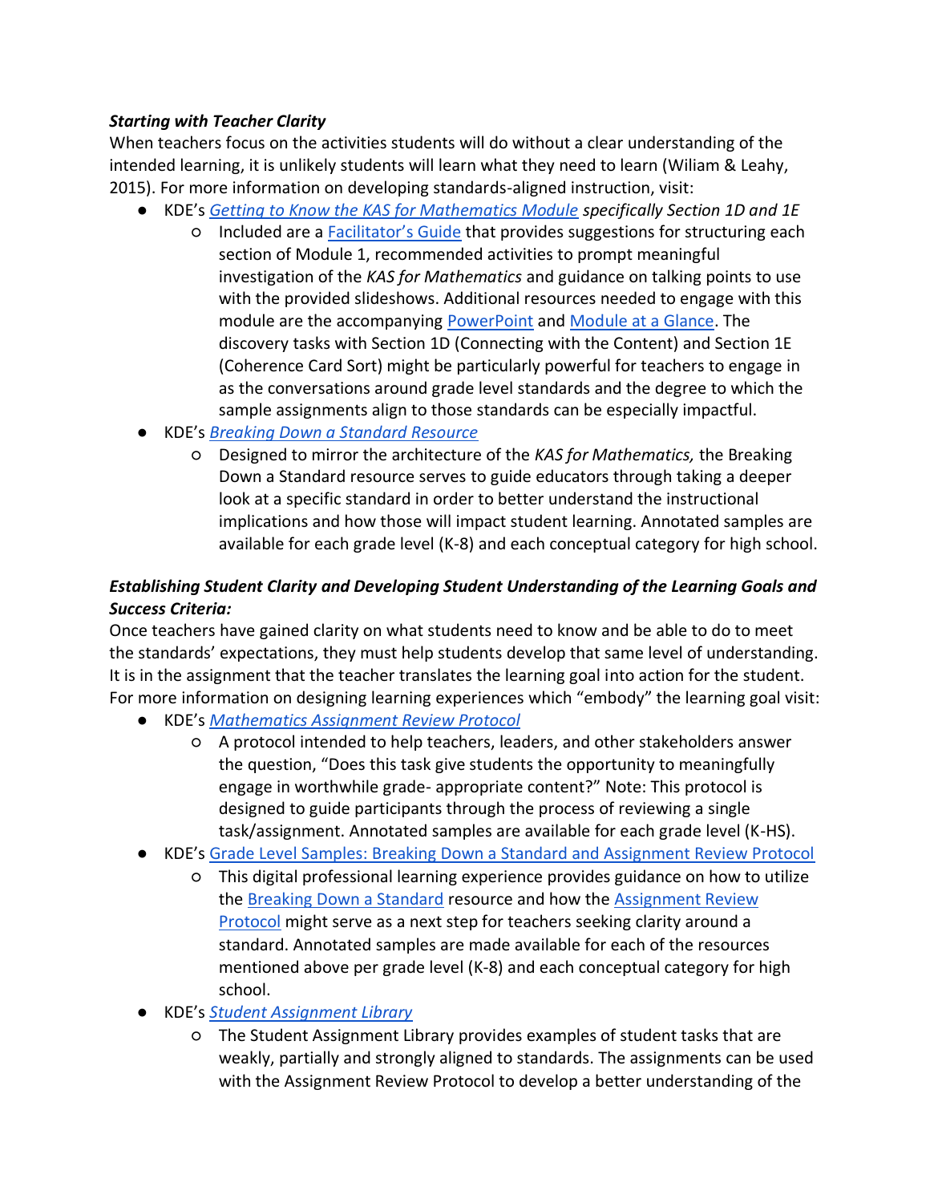***Starting with Teacher Clarity***

When teachers focus on the activities students will do without a clear understanding of the intended learning, it is unlikely students will learn what they need to learn (Wiliam & Leahy, 2015). For more information on developing standards-aligned instruction, visit:

- KDE's *Getting to Know the KAS for Mathematics Module* *specifically Section 1D and 1E*
  - Included are a Facilitator's Guide that provides suggestions for structuring each section of Module 1, recommended activities to prompt meaningful investigation of the *KAS for Mathematics* and guidance on talking points to use with the provided slideshows. Additional resources needed to engage with this module are the accompanying PowerPoint and Module at a Glance. The discovery tasks with Section 1D (Connecting with the Content) and Section 1E (Coherence Card Sort) might be particularly powerful for teachers to engage in as the conversations around grade level standards and the degree to which the sample assignments align to those standards can be especially impactful.
- KDE's *Breaking Down a Standard Resource*
  - Designed to mirror the architecture of the *KAS for Mathematics,* the Breaking Down a Standard resource serves to guide educators through taking a deeper look at a specific standard in order to better understand the instructional implications and how those will impact student learning. Annotated samples are available for each grade level (K-8) and each conceptual category for high school.

***Establishing Student Clarity and Developing Student Understanding of the Learning Goals and Success Criteria:***

Once teachers have gained clarity on what students need to know and be able to do to meet the standards' expectations, they must help students develop that same level of understanding. It is in the assignment that the teacher translates the learning goal into action for the student. For more information on designing learning experiences which "embody" the learning goal visit:

- KDE's *Mathematics Assignment Review Protocol*
  - A protocol intended to help teachers, leaders, and other stakeholders answer the question, "Does this task give students the opportunity to meaningfully engage in worthwhile grade- appropriate content?" Note: This protocol is designed to guide participants through the process of reviewing a single task/assignment. Annotated samples are available for each grade level (K-HS).
- KDE's Grade Level Samples: Breaking Down a Standard and Assignment Review Protocol
  - This digital professional learning experience provides guidance on how to utilize the Breaking Down a Standard resource and how the Assignment Review Protocol might serve as a next step for teachers seeking clarity around a standard. Annotated samples are made available for each of the resources mentioned above per grade level (K-8) and each conceptual category for high school.
- KDE's *Student Assignment Library*
  - The Student Assignment Library provides examples of student tasks that are weakly, partially and strongly aligned to standards. The assignments can be used with the Assignment Review Protocol to develop a better understanding of the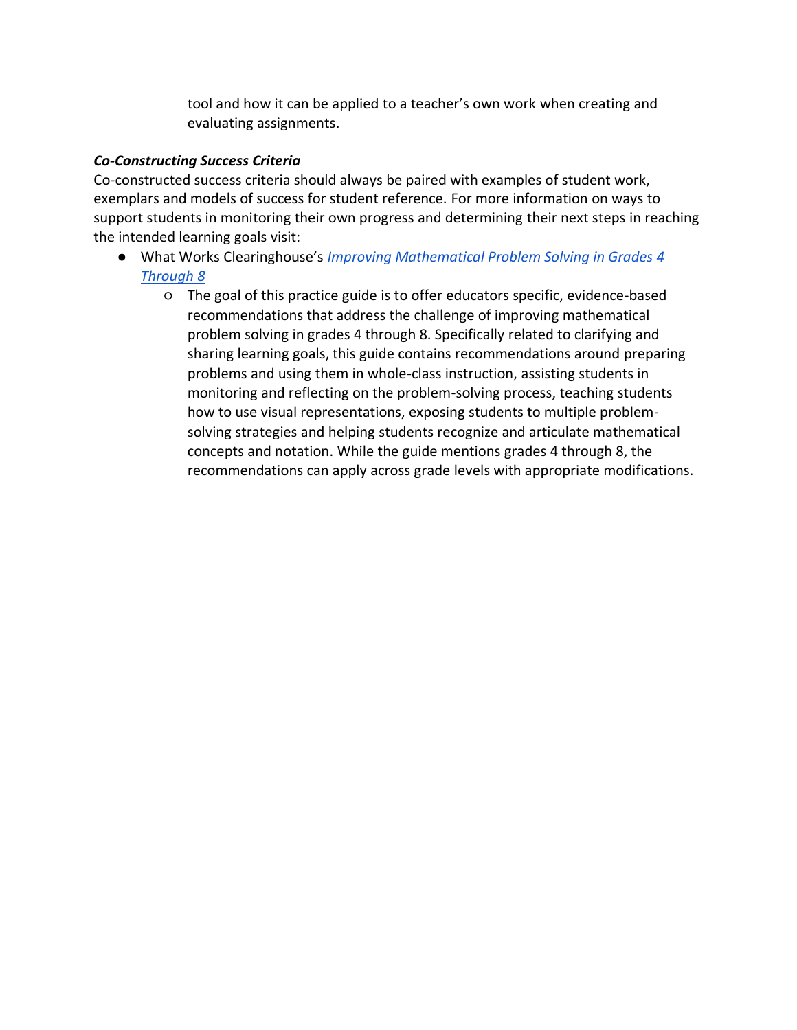tool and how it can be applied to a teacher's own work when creating and evaluating assignments.

***Co-Constructing Success Criteria***

Co-constructed success criteria should always be paired with examples of student work, exemplars and models of success for student reference. For more information on ways to support students in monitoring their own progress and determining their next steps in reaching the intended learning goals visit:

- What Works Clearinghouse's *Improving Mathematical Problem Solving in Grades 4 Through 8*
  - The goal of this practice guide is to offer educators specific, evidence-based recommendations that address the challenge of improving mathematical problem solving in grades 4 through 8. Specifically related to clarifying and sharing learning goals, this guide contains recommendations around preparing problems and using them in whole-class instruction, assisting students in monitoring and reflecting on the problem-solving process, teaching students how to use visual representations, exposing students to multiple problem-solving strategies and helping students recognize and articulate mathematical concepts and notation. While the guide mentions grades 4 through 8, the recommendations can apply across grade levels with appropriate modifications.